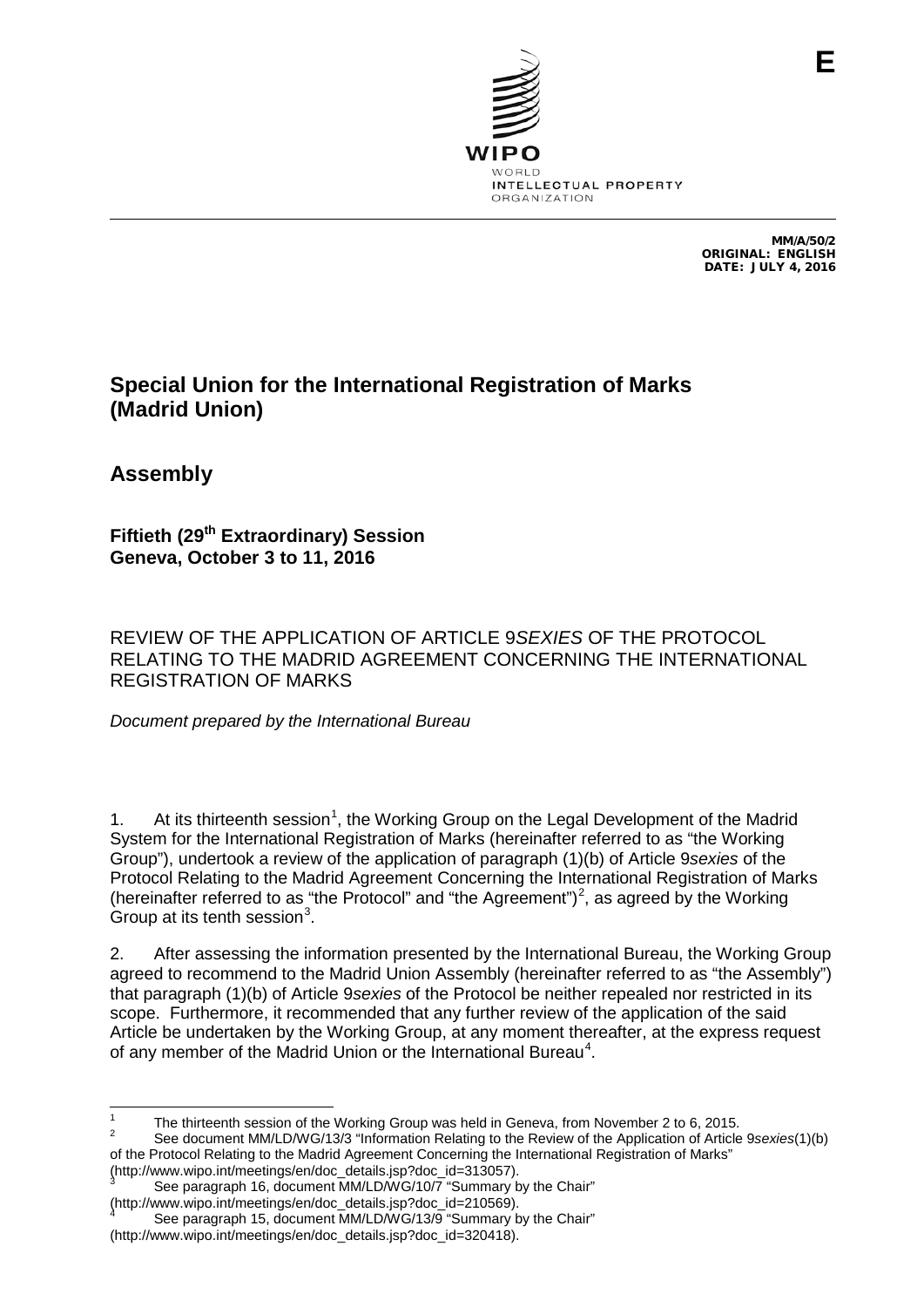E

WIPO
WORLD
INTELLECTUAL PROPERTY
ORGANIZATION

MM/A/50/2
ORIGINAL: ENGLISH
DATE: JULY 4, 2016

# Special Union for the International Registration of Marks (Madrid Union)

## Assembly

### Fiftieth (29th Extraordinary) Session
### Geneva, October 3 to 11, 2016

REVIEW OF THE APPLICATION OF ARTICLE 9*SEXIES* OF THE PROTOCOL RELATING TO THE MADRID AGREEMENT CONCERNING THE INTERNATIONAL REGISTRATION OF MARKS

*Document prepared by the International Bureau*

1. At its thirteenth session[1], the Working Group on the Legal Development of the Madrid System for the International Registration of Marks (hereinafter referred to as "the Working Group"), undertook a review of the application of paragraph (1)(b) of Article 9*sexies* of the Protocol Relating to the Madrid Agreement Concerning the International Registration of Marks (hereinafter referred to as "the Protocol" and "the Agreement")[2], as agreed by the Working Group at its tenth session[3].

2. After assessing the information presented by the International Bureau, the Working Group agreed to recommend to the Madrid Union Assembly (hereinafter referred to as "the Assembly") that paragraph (1)(b) of Article 9*sexies* of the Protocol be neither repealed nor restricted in its scope. Furthermore, it recommended that any further review of the application of the said Article be undertaken by the Working Group, at any moment thereafter, at the express request of any member of the Madrid Union or the International Bureau[4].

---

[1] The thirteenth session of the Working Group was held in Geneva, from November 2 to 6, 2015.

[2] See document MM/LD/WG/13/3 "Information Relating to the Review of the Application of Article 9*sexies*(1)(b) of the Protocol Relating to the Madrid Agreement Concerning the International Registration of Marks" (http://www.wipo.int/meetings/en/doc_details.jsp?doc_id=313057).

[3] See paragraph 16, document MM/LD/WG/10/7 "Summary by the Chair" (http://www.wipo.int/meetings/en/doc_details.jsp?doc_id=210569).

[4] See paragraph 15, document MM/LD/WG/13/9 "Summary by the Chair" (http://www.wipo.int/meetings/en/doc_details.jsp?doc_id=320418).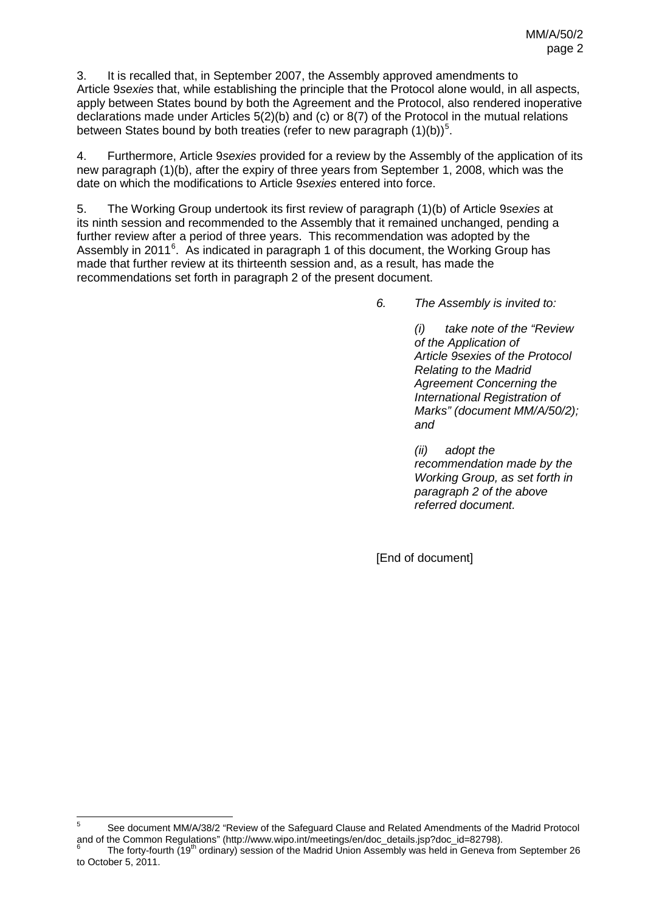3. It is recalled that, in September 2007, the Assembly approved amendments to Article 9*sexies* that, while establishing the principle that the Protocol alone would, in all aspects, apply between States bound by both the Agreement and the Protocol, also rendered inoperative declarations made under Articles 5(2)(b) and (c) or 8(7) of the Protocol in the mutual relations between States bound by both treaties (refer to new paragraph (1)(b))[5].

4. Furthermore, Article 9*sexies* provided for a review by the Assembly of the application of its new paragraph (1)(b), after the expiry of three years from September 1, 2008, which was the date on which the modifications to Article 9*sexies* entered into force.

5. The Working Group undertook its first review of paragraph (1)(b) of Article 9*sexies* at its ninth session and recommended to the Assembly that it remained unchanged, pending a further review after a period of three years. This recommendation was adopted by the Assembly in 2011[6]. As indicated in paragraph 1 of this document, the Working Group has made that further review at its thirteenth session and, as a result, has made the recommendations set forth in paragraph 2 of the present document.

*6. The Assembly is invited to:*

*(i) take note of the "Review of the Application of Article 9sexies of the Protocol Relating to the Madrid Agreement Concerning the International Registration of Marks" (document MM/A/50/2); and*

*(ii) adopt the recommendation made by the Working Group, as set forth in paragraph 2 of the above referred document.*

[End of document]

---

[5] See document MM/A/38/2 "Review of the Safeguard Clause and Related Amendments of the Madrid Protocol and of the Common Regulations" (http://www.wipo.int/meetings/en/doc_details.jsp?doc_id=82798).

[6] The forty-fourth (19th ordinary) session of the Madrid Union Assembly was held in Geneva from September 26 to October 5, 2011.